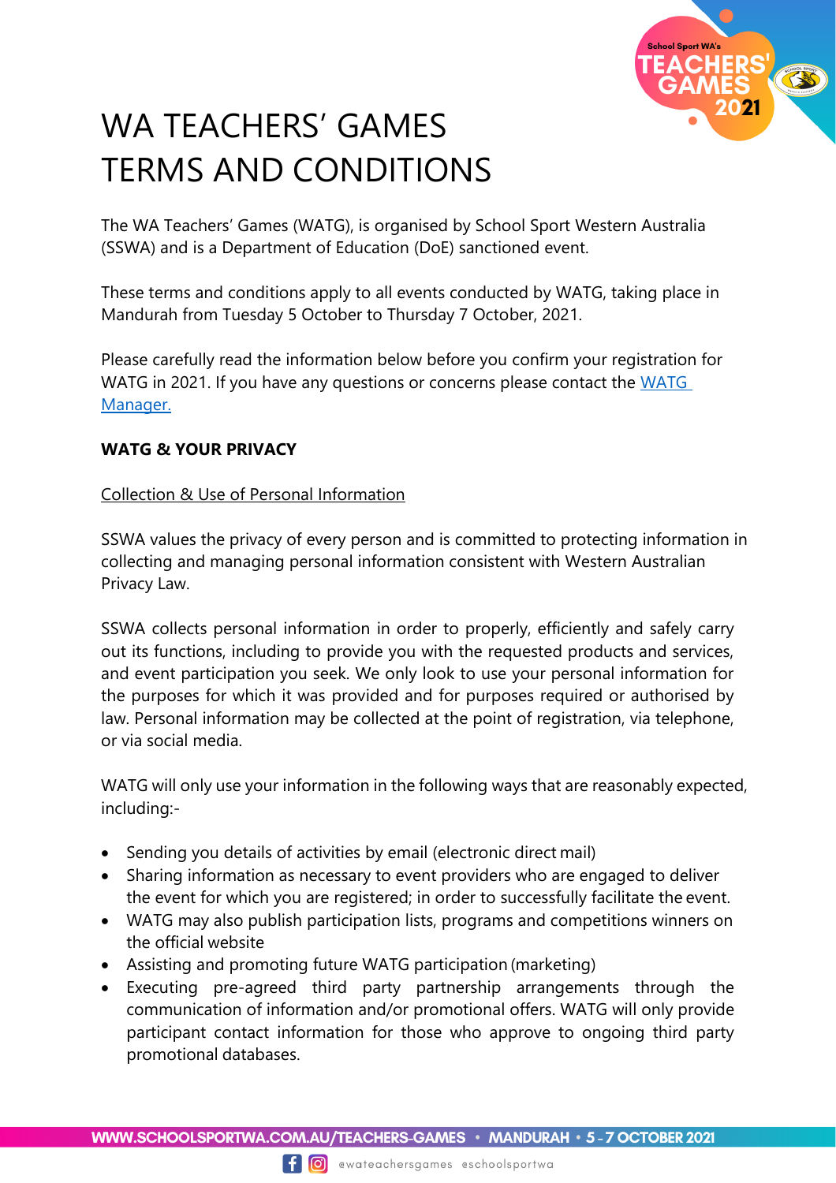// WA TEACHERS' GAMES
# WA TEACHERS' GAMES TERMS AND CONDITIONS

The WA Teachers' Games (WATG), is organised by School Sport Western Australia (SSWA) and is a Department of Education (DoE) sanctioned event.

These terms and conditions apply to all events conducted by WATG, taking place in Mandurah from Tuesday 5 October to Thursday 7 October, 2021.

Please carefully read the information below before you confirm your registration for WATG in 2021. If you have any questions or concerns please contact the WATG Manager.

**WATG & YOUR PRIVACY**

Collection & Use of Personal Information

SSWA values the privacy of every person and is committed to protecting information in collecting and managing personal information consistent with Western Australian Privacy Law.

SSWA collects personal information in order to properly, efficiently and safely carry out its functions, including to provide you with the requested products and services, and event participation you seek. We only look to use your personal information for the purposes for which it was provided and for purposes required or authorised by law. Personal information may be collected at the point of registration, via telephone, or via social media.

WATG will only use your information in the following ways that are reasonably expected, including:-

- Sending you details of activities by email (electronic direct mail)
- Sharing information as necessary to event providers who are engaged to deliver the event for which you are registered; in order to successfully facilitate the event.
- WATG may also publish participation lists, programs and competitions winners on the official website
- Assisting and promoting future WATG participation (marketing)
- Executing pre-agreed third party partnership arrangements through the communication of information and/or promotional offers. WATG will only provide participant contact information for those who approve to ongoing third party promotional databases.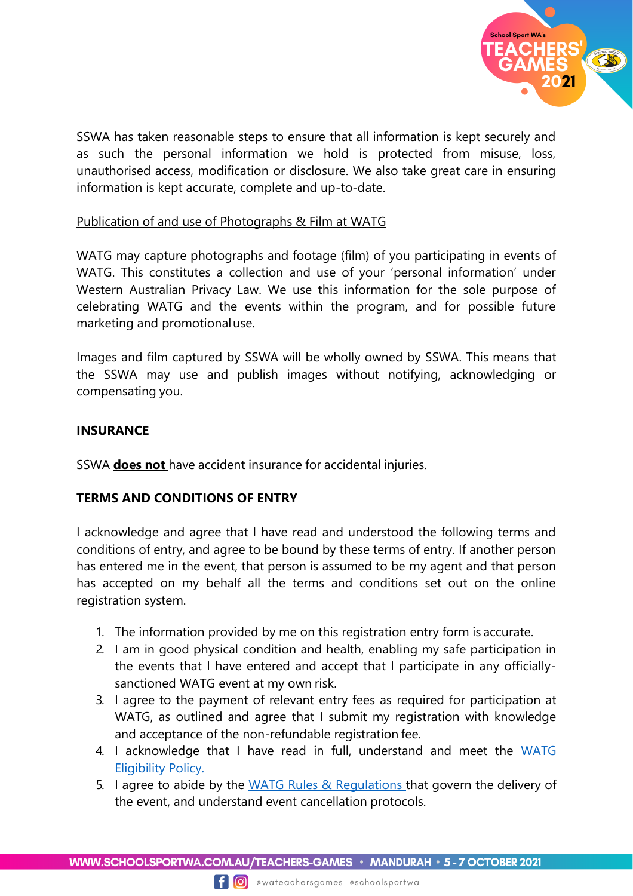SSWA has taken reasonable steps to ensure that all information is kept securely and as such the personal information we hold is protected from misuse, loss, unauthorised access, modification or disclosure. We also take great care in ensuring information is kept accurate, complete and up-to-date.

Publication of and use of Photographs & Film at WATG

WATG may capture photographs and footage (film) of you participating in events of WATG. This constitutes a collection and use of your 'personal information' under Western Australian Privacy Law. We use this information for the sole purpose of celebrating WATG and the events within the program, and for possible future marketing and promotional use.

Images and film captured by SSWA will be wholly owned by SSWA. This means that the SSWA may use and publish images without notifying, acknowledging or compensating you.

**INSURANCE**

SSWA **does not** have accident insurance for accidental injuries.

**TERMS AND CONDITIONS OF ENTRY**

I acknowledge and agree that I have read and understood the following terms and conditions of entry, and agree to be bound by these terms of entry. If another person has entered me in the event, that person is assumed to be my agent and that person has accepted on my behalf all the terms and conditions set out on the online registration system.

1. The information provided by me on this registration entry form is accurate.
2. I am in good physical condition and health, enabling my safe participation in the events that I have entered and accept that I participate in any officially-sanctioned WATG event at my own risk.
3. I agree to the payment of relevant entry fees as required for participation at WATG, as outlined and agree that I submit my registration with knowledge and acceptance of the non-refundable registration fee.
4. I acknowledge that I have read in full, understand and meet the WATG Eligibility Policy.
5. I agree to abide by the WATG Rules & Regulations that govern the delivery of the event, and understand event cancellation protocols.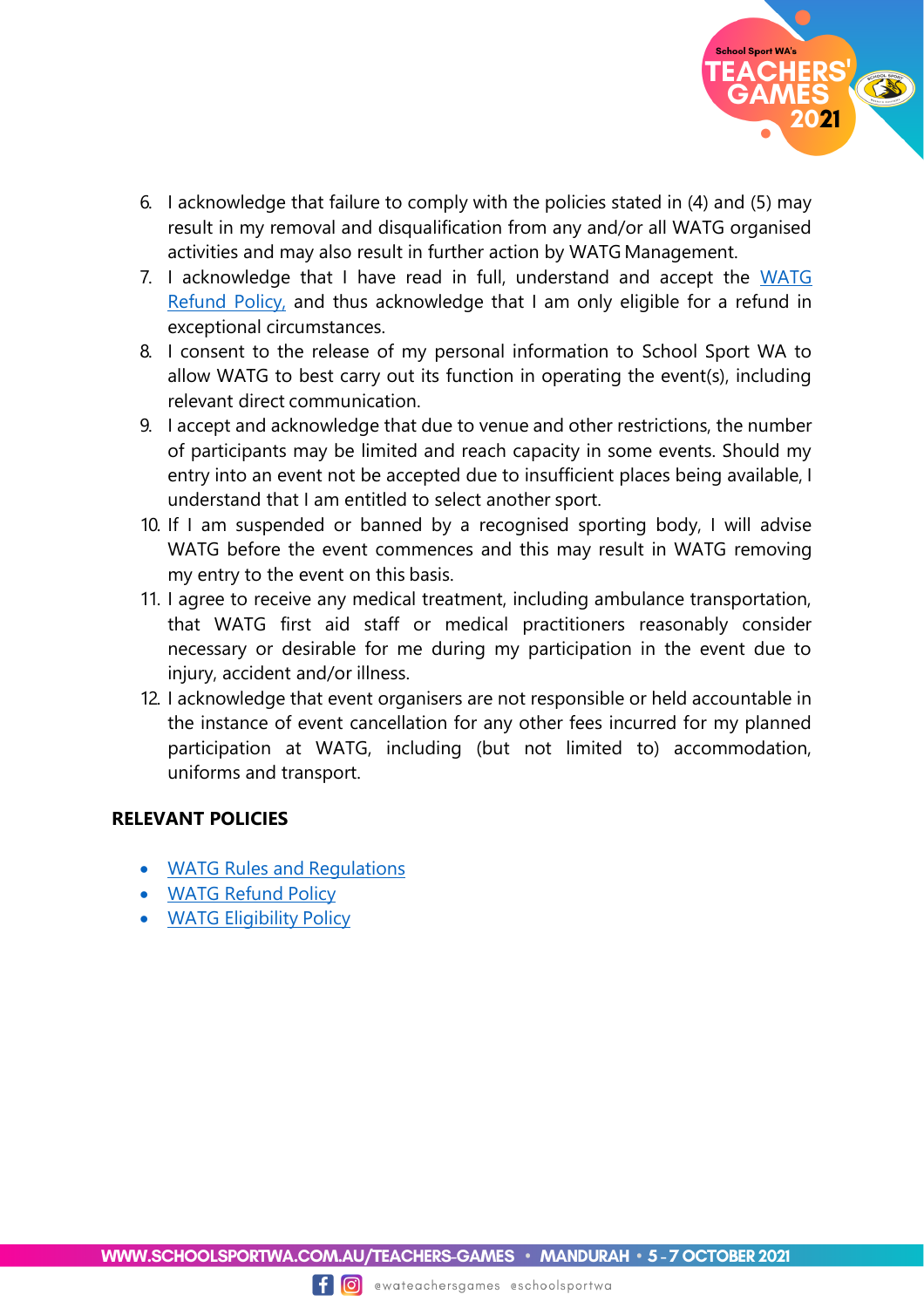6. I acknowledge that failure to comply with the policies stated in (4) and (5) may result in my removal and disqualification from any and/or all WATG organised activities and may also result in further action by WATG Management.
7. I acknowledge that I have read in full, understand and accept the WATG Refund Policy, and thus acknowledge that I am only eligible for a refund in exceptional circumstances.
8. I consent to the release of my personal information to School Sport WA to allow WATG to best carry out its function in operating the event(s), including relevant direct communication.
9. I accept and acknowledge that due to venue and other restrictions, the number of participants may be limited and reach capacity in some events. Should my entry into an event not be accepted due to insufficient places being available, I understand that I am entitled to select another sport.
10. If I am suspended or banned by a recognised sporting body, I will advise WATG before the event commences and this may result in WATG removing my entry to the event on this basis.
11. I agree to receive any medical treatment, including ambulance transportation, that WATG first aid staff or medical practitioners reasonably consider necessary or desirable for me during my participation in the event due to injury, accident and/or illness.
12. I acknowledge that event organisers are not responsible or held accountable in the instance of event cancellation for any other fees incurred for my planned participation at WATG, including (but not limited to) accommodation, uniforms and transport.

**RELEVANT POLICIES**

- WATG Rules and Regulations
- WATG Refund Policy
- WATG Eligibility Policy